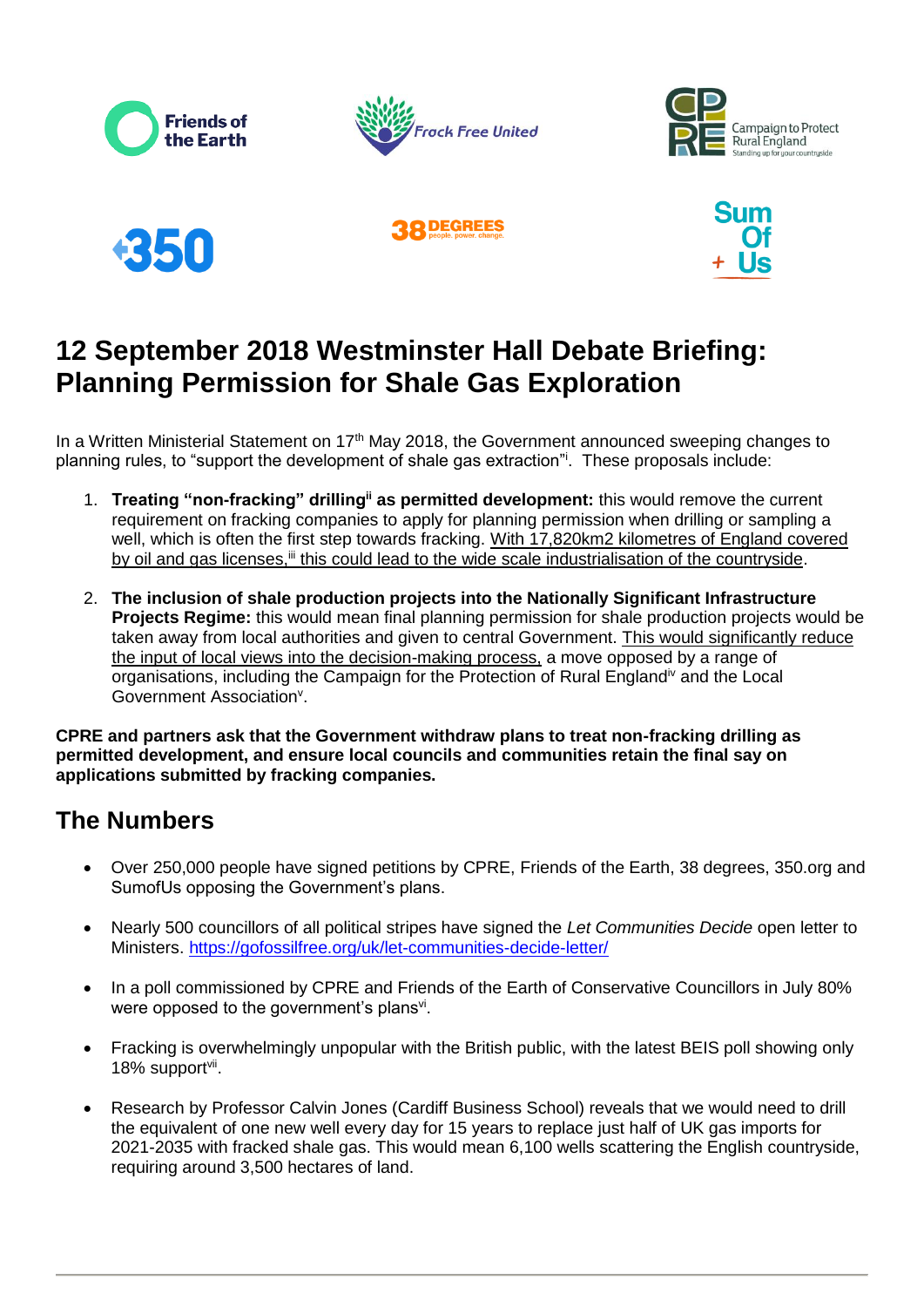# 12 September 2018 Westminster Hall Debate Briefing: Planning Permission for Shale Gas Exploration

In a Written Ministerial Statement on 17th May 2018, the Government announced sweeping changes to planning rules, to "support the development of shale gas extraction"[i]. These proposals include:

1. **Treating "non-fracking" drilling[ii] as permitted development:** this would remove the current requirement on fracking companies to apply for planning permission when drilling or sampling a well, which is often the first step towards fracking. With 17,820km2 kilometres of England covered by oil and gas licenses,[iii] this could lead to the wide scale industrialisation of the countryside.

2. **The inclusion of shale production projects into the Nationally Significant Infrastructure Projects Regime:** this would mean final planning permission for shale production projects would be taken away from local authorities and given to central Government. This would significantly reduce the input of local views into the decision-making process, a move opposed by a range of organisations, including the Campaign for the Protection of Rural England[iv] and the Local Government Association[v].

**CPRE and partners ask that the Government withdraw plans to treat non-fracking drilling as permitted development, and ensure local councils and communities retain the final say on applications submitted by fracking companies.**

## The Numbers

- Over 250,000 people have signed petitions by CPRE, Friends of the Earth, 38 degrees, 350.org and SumofUs opposing the Government's plans.
- Nearly 500 councillors of all political stripes have signed the *Let Communities Decide* open letter to Ministers. https://gofossilfree.org/uk/let-communities-decide-letter/
- In a poll commissioned by CPRE and Friends of the Earth of Conservative Councillors in July 80% were opposed to the government's plans[vi].
- Fracking is overwhelmingly unpopular with the British public, with the latest BEIS poll showing only 18% support[vii].
- Research by Professor Calvin Jones (Cardiff Business School) reveals that we would need to drill the equivalent of one new well every day for 15 years to replace just half of UK gas imports for 2021-2035 with fracked shale gas. This would mean 6,100 wells scattering the English countryside, requiring around 3,500 hectares of land.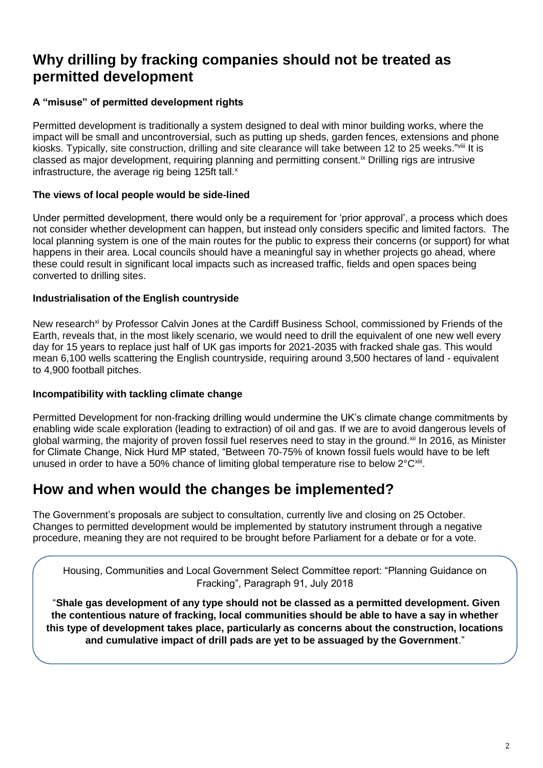## Why drilling by fracking companies should not be treated as permitted development

### A "misuse" of permitted development rights

Permitted development is traditionally a system designed to deal with minor building works, where the impact will be small and uncontroversial, such as putting up sheds, garden fences, extensions and phone kiosks. Typically, site construction, drilling and site clearance will take between 12 to 25 weeks."[viii] It is classed as major development, requiring planning and permitting consent.[ix] Drilling rigs are intrusive infrastructure, the average rig being 125ft tall.[x]

### The views of local people would be side-lined

Under permitted development, there would only be a requirement for 'prior approval', a process which does not consider whether development can happen, but instead only considers specific and limited factors. The local planning system is one of the main routes for the public to express their concerns (or support) for what happens in their area. Local councils should have a meaningful say in whether projects go ahead, where these could result in significant local impacts such as increased traffic, fields and open spaces being converted to drilling sites.

### Industrialisation of the English countryside

New research[xi] by Professor Calvin Jones at the Cardiff Business School, commissioned by Friends of the Earth, reveals that, in the most likely scenario, we would need to drill the equivalent of one new well every day for 15 years to replace just half of UK gas imports for 2021-2035 with fracked shale gas. This would mean 6,100 wells scattering the English countryside, requiring around 3,500 hectares of land - equivalent to 4,900 football pitches.

### Incompatibility with tackling climate change

Permitted Development for non-fracking drilling would undermine the UK's climate change commitments by enabling wide scale exploration (leading to extraction) of oil and gas. If we are to avoid dangerous levels of global warming, the majority of proven fossil fuel reserves need to stay in the ground.[xii] In 2016, as Minister for Climate Change, Nick Hurd MP stated, "Between 70-75% of known fossil fuels would have to be left unused in order to have a 50% chance of limiting global temperature rise to below 2°C[xiii].

## How and when would the changes be implemented?

The Government's proposals are subject to consultation, currently live and closing on 25 October. Changes to permitted development would be implemented by statutory instrument through a negative procedure, meaning they are not required to be brought before Parliament for a debate or for a vote.

> Housing, Communities and Local Government Select Committee report: "Planning Guidance on Fracking", Paragraph 91, July 2018
>
> "**Shale gas development of any type should not be classed as a permitted development. Given the contentious nature of fracking, local communities should be able to have a say in whether this type of development takes place, particularly as concerns about the construction, locations and cumulative impact of drill pads are yet to be assuaged by the Government**."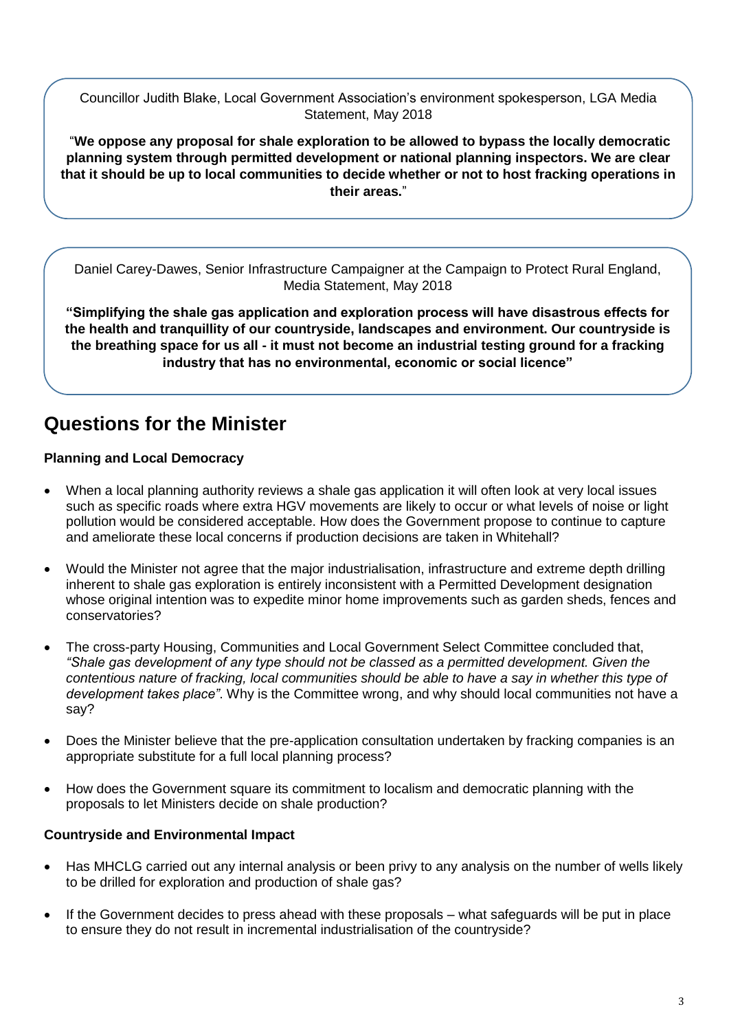Councillor Judith Blake, Local Government Association's environment spokesperson, LGA Media Statement, May 2018

"**We oppose any proposal for shale exploration to be allowed to bypass the locally democratic planning system through permitted development or national planning inspectors. We are clear that it should be up to local communities to decide whether or not to host fracking operations in their areas.**"

Daniel Carey-Dawes, Senior Infrastructure Campaigner at the Campaign to Protect Rural England, Media Statement, May 2018

**"Simplifying the shale gas application and exploration process will have disastrous effects for the health and tranquillity of our countryside, landscapes and environment. Our countryside is the breathing space for us all - it must not become an industrial testing ground for a fracking industry that has no environmental, economic or social licence"**

## Questions for the Minister

**Planning and Local Democracy**

- When a local planning authority reviews a shale gas application it will often look at very local issues such as specific roads where extra HGV movements are likely to occur or what levels of noise or light pollution would be considered acceptable. How does the Government propose to continue to capture and ameliorate these local concerns if production decisions are taken in Whitehall?
- Would the Minister not agree that the major industrialisation, infrastructure and extreme depth drilling inherent to shale gas exploration is entirely inconsistent with a Permitted Development designation whose original intention was to expedite minor home improvements such as garden sheds, fences and conservatories?
- The cross-party Housing, Communities and Local Government Select Committee concluded that, *"Shale gas development of any type should not be classed as a permitted development. Given the contentious nature of fracking, local communities should be able to have a say in whether this type of development takes place"*. Why is the Committee wrong, and why should local communities not have a say?
- Does the Minister believe that the pre-application consultation undertaken by fracking companies is an appropriate substitute for a full local planning process?
- How does the Government square its commitment to localism and democratic planning with the proposals to let Ministers decide on shale production?

**Countryside and Environmental Impact**

- Has MHCLG carried out any internal analysis or been privy to any analysis on the number of wells likely to be drilled for exploration and production of shale gas?
- If the Government decides to press ahead with these proposals – what safeguards will be put in place to ensure they do not result in incremental industrialisation of the countryside?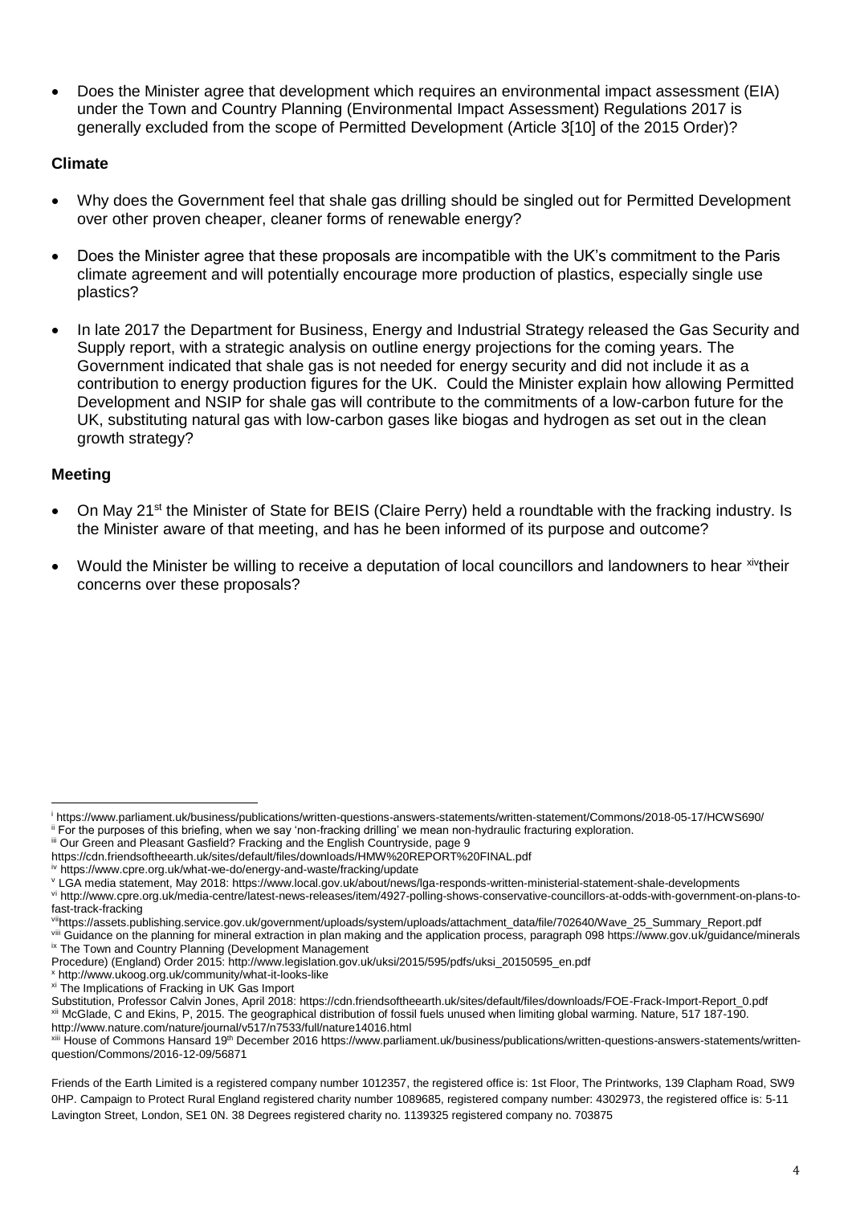- Does the Minister agree that development which requires an environmental impact assessment (EIA) under the Town and Country Planning (Environmental Impact Assessment) Regulations 2017 is generally excluded from the scope of Permitted Development (Article 3[10] of the 2015 Order)?

### Climate

- Why does the Government feel that shale gas drilling should be singled out for Permitted Development over other proven cheaper, cleaner forms of renewable energy?
- Does the Minister agree that these proposals are incompatible with the UK's commitment to the Paris climate agreement and will potentially encourage more production of plastics, especially single use plastics?
- In late 2017 the Department for Business, Energy and Industrial Strategy released the Gas Security and Supply report, with a strategic analysis on outline energy projections for the coming years. The Government indicated that shale gas is not needed for energy security and did not include it as a contribution to energy production figures for the UK. Could the Minister explain how allowing Permitted Development and NSIP for shale gas will contribute to the commitments of a low-carbon future for the UK, substituting natural gas with low-carbon gases like biogas and hydrogen as set out in the clean growth strategy?

### Meeting

- On May 21st the Minister of State for BEIS (Claire Perry) held a roundtable with the fracking industry. Is the Minister aware of that meeting, and has he been informed of its purpose and outcome?
- Would the Minister be willing to receive a deputation of local councillors and landowners to hear [xiv]their concerns over these proposals?

---

[i] https://www.parliament.uk/business/publications/written-questions-answers-statements/written-statement/Commons/2018-05-17/HCWS690/
[ii] For the purposes of this briefing, when we say 'non-fracking drilling' we mean non-hydraulic fracturing exploration.
[iii] Our Green and Pleasant Gasfield? Fracking and the English Countryside, page 9
https://cdn.friendsoftheearth.uk/sites/default/files/downloads/HMW%20REPORT%20FINAL.pdf
[iv] https://www.cpre.org.uk/what-we-do/energy-and-waste/fracking/update
[v] LGA media statement, May 2018: https://www.local.gov.uk/about/news/lga-responds-written-ministerial-statement-shale-developments
[vi] http://www.cpre.org.uk/media-centre/latest-news-releases/item/4927-polling-shows-conservative-councillors-at-odds-with-government-on-plans-to-fast-track-fracking
[vii] https://assets.publishing.service.gov.uk/government/uploads/system/uploads/attachment_data/file/702640/Wave_25_Summary_Report.pdf
[viii] Guidance on the planning for mineral extraction in plan making and the application process, paragraph 098 https://www.gov.uk/guidance/minerals
[ix] The Town and Country Planning (Development Management Procedure) (England) Order 2015: http://www.legislation.gov.uk/uksi/2015/595/pdfs/uksi_20150595_en.pdf
[x] http://www.ukoog.org.uk/community/what-it-looks-like
[xi] The Implications of Fracking in UK Gas Import Substitution, Professor Calvin Jones, April 2018: https://cdn.friendsoftheearth.uk/sites/default/files/downloads/FOE-Frack-Import-Report_0.pdf
[xii] McGlade, C and Ekins, P, 2015. The geographical distribution of fossil fuels unused when limiting global warming. Nature, 517 187-190. http://www.nature.com/nature/journal/v517/n7533/full/nature14016.html
[xiii] House of Commons Hansard 19th December 2016 https://www.parliament.uk/business/publications/written-questions-answers-statements/written-question/Commons/2016-12-09/56871

Friends of the Earth Limited is a registered company number 1012357, the registered office is: 1st Floor, The Printworks, 139 Clapham Road, SW9 0HP. Campaign to Protect Rural England registered charity number 1089685, registered company number: 4302973, the registered office is: 5-11 Lavington Street, London, SE1 0N. 38 Degrees registered charity no. 1139325 registered company no. 703875